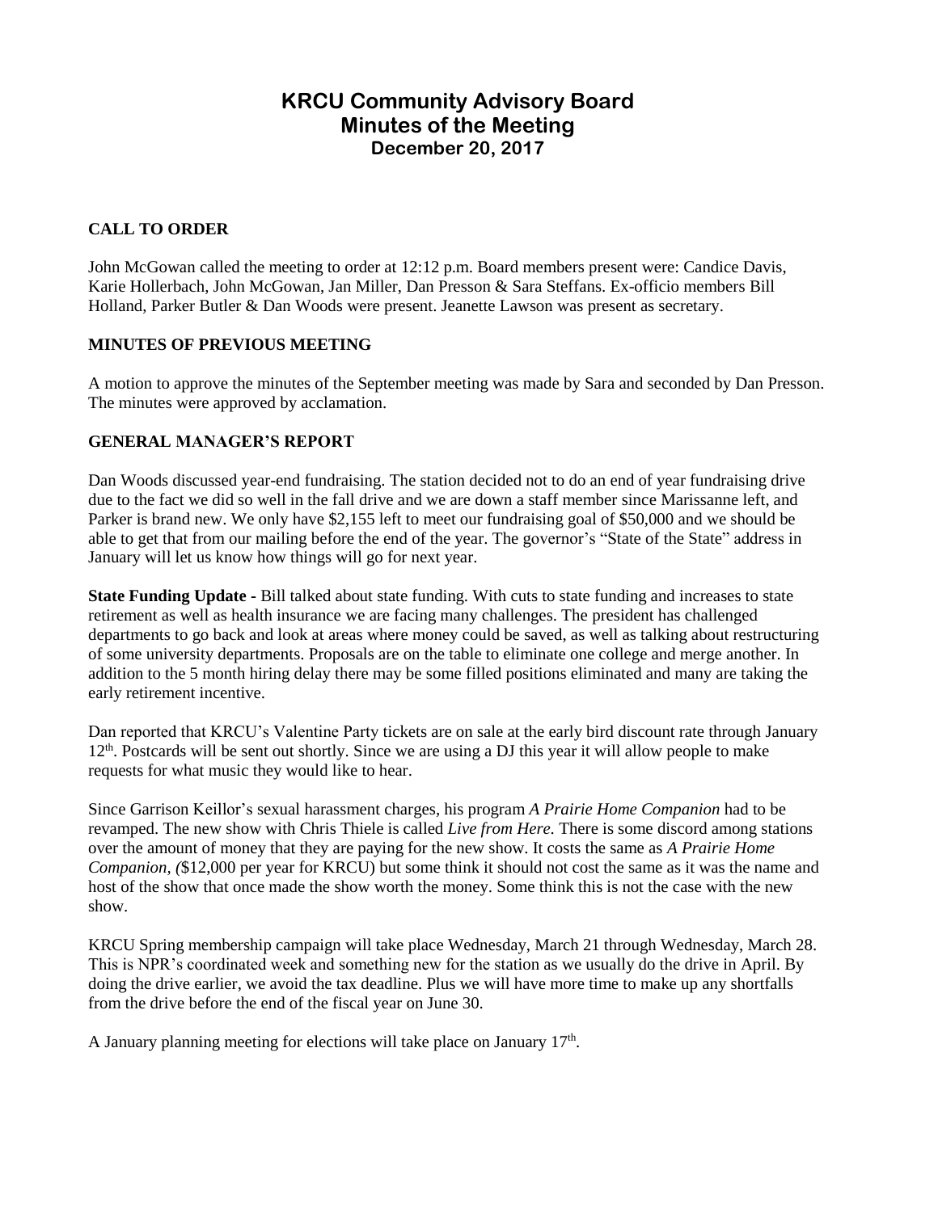# KRCU Community Advisory Board
# Minutes of the Meeting
### December 20, 2017

**CALL TO ORDER**

John McGowan called the meeting to order at 12:12 p.m. Board members present were: Candice Davis, Karie Hollerbach, John McGowan, Jan Miller, Dan Presson & Sara Steffans. Ex-officio members Bill Holland, Parker Butler & Dan Woods were present. Jeanette Lawson was present as secretary.

**MINUTES OF PREVIOUS MEETING**

A motion to approve the minutes of the September meeting was made by Sara and seconded by Dan Presson. The minutes were approved by acclamation.

**GENERAL MANAGER'S REPORT**

Dan Woods discussed year-end fundraising. The station decided not to do an end of year fundraising drive due to the fact we did so well in the fall drive and we are down a staff member since Marissanne left, and Parker is brand new. We only have $2,155 left to meet our fundraising goal of $50,000 and we should be able to get that from our mailing before the end of the year. The governor's "State of the State" address in January will let us know how things will go for next year.

**State Funding Update -** Bill talked about state funding. With cuts to state funding and increases to state retirement as well as health insurance we are facing many challenges. The president has challenged departments to go back and look at areas where money could be saved, as well as talking about restructuring of some university departments. Proposals are on the table to eliminate one college and merge another. In addition to the 5 month hiring delay there may be some filled positions eliminated and many are taking the early retirement incentive.

Dan reported that KRCU's Valentine Party tickets are on sale at the early bird discount rate through January 12th. Postcards will be sent out shortly. Since we are using a DJ this year it will allow people to make requests for what music they would like to hear.

Since Garrison Keillor's sexual harassment charges, his program *A Prairie Home Companion* had to be revamped. The new show with Chris Thiele is called *Live from Here.* There is some discord among stations over the amount of money that they are paying for the new show. It costs the same as *A Prairie Home Companion, (*$12,000 per year for KRCU) but some think it should not cost the same as it was the name and host of the show that once made the show worth the money. Some think this is not the case with the new show.

KRCU Spring membership campaign will take place Wednesday, March 21 through Wednesday, March 28. This is NPR's coordinated week and something new for the station as we usually do the drive in April. By doing the drive earlier, we avoid the tax deadline. Plus we will have more time to make up any shortfalls from the drive before the end of the fiscal year on June 30.

A January planning meeting for elections will take place on January 17th.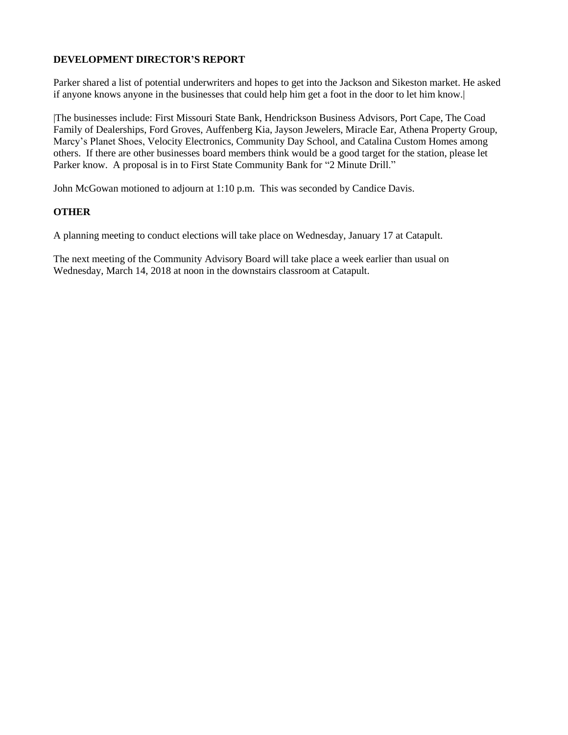**DEVELOPMENT DIRECTOR'S REPORT**

Parker shared a list of potential underwriters and hopes to get into the Jackson and Sikeston market. He asked if anyone knows anyone in the businesses that could help him get a foot in the door to let him know.|

|The businesses include: First Missouri State Bank, Hendrickson Business Advisors, Port Cape, The Coad Family of Dealerships, Ford Groves, Auffenberg Kia, Jayson Jewelers, Miracle Ear, Athena Property Group, Marcy's Planet Shoes, Velocity Electronics, Community Day School, and Catalina Custom Homes among others. If there are other businesses board members think would be a good target for the station, please let Parker know. A proposal is in to First State Community Bank for "2 Minute Drill."

John McGowan motioned to adjourn at 1:10 p.m. This was seconded by Candice Davis.

**OTHER**

A planning meeting to conduct elections will take place on Wednesday, January 17 at Catapult.

The next meeting of the Community Advisory Board will take place a week earlier than usual on Wednesday, March 14, 2018 at noon in the downstairs classroom at Catapult.